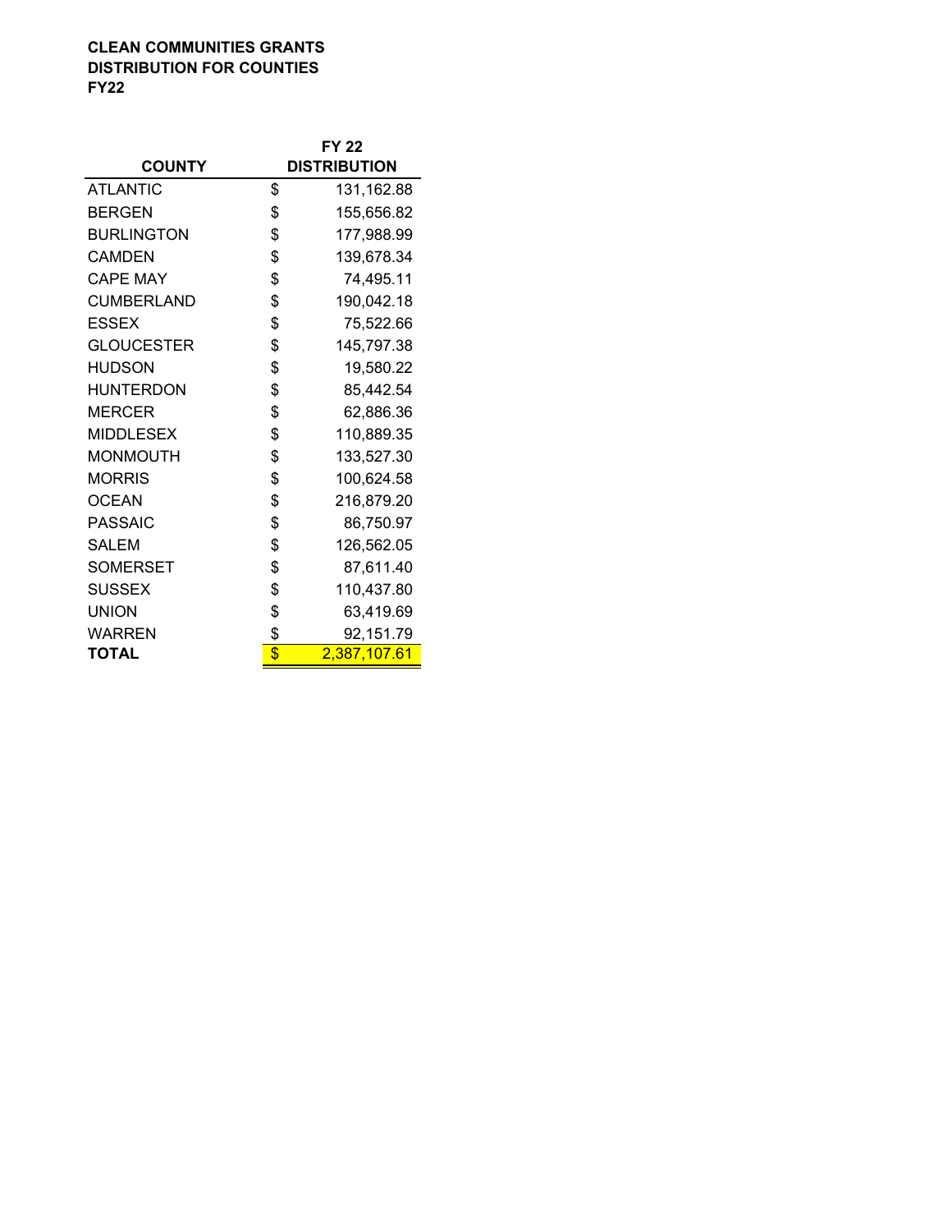**CLEAN COMMUNITIES GRANTS**
**DISTRIBUTION FOR COUNTIES**
**FY22**

| COUNTY | FY 22 DISTRIBUTION |
|---|---|
| ATLANTIC | $ 131,162.88 |
| BERGEN | $ 155,656.82 |
| BURLINGTON | $ 177,988.99 |
| CAMDEN | $ 139,678.34 |
| CAPE MAY | $ 74,495.11 |
| CUMBERLAND | $ 190,042.18 |
| ESSEX | $ 75,522.66 |
| GLOUCESTER | $ 145,797.38 |
| HUDSON | $ 19,580.22 |
| HUNTERDON | $ 85,442.54 |
| MERCER | $ 62,886.36 |
| MIDDLESEX | $ 110,889.35 |
| MONMOUTH | $ 133,527.30 |
| MORRIS | $ 100,624.58 |
| OCEAN | $ 216,879.20 |
| PASSAIC | $ 86,750.97 |
| SALEM | $ 126,562.05 |
| SOMERSET | $ 87,611.40 |
| SUSSEX | $ 110,437.80 |
| UNION | $ 63,419.69 |
| WARREN | $ 92,151.79 |
| **TOTAL** | $ 2,387,107.61 |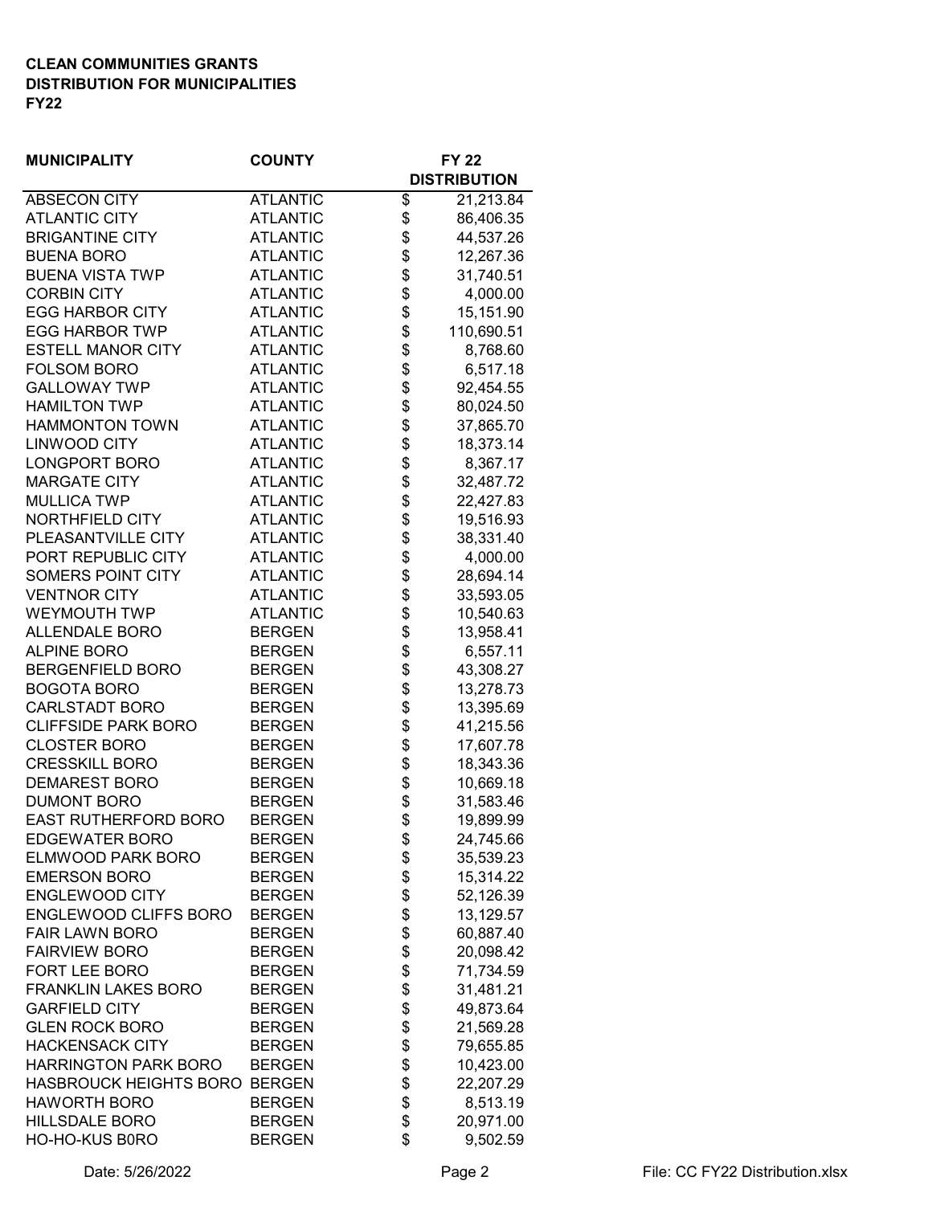**CLEAN COMMUNITIES GRANTS**
**DISTRIBUTION FOR MUNICIPALITIES**
**FY22**

| MUNICIPALITY | COUNTY | FY 22 DISTRIBUTION |
|---|---|---|
| ABSECON CITY | ATLANTIC | $ 21,213.84 |
| ATLANTIC CITY | ATLANTIC | $ 86,406.35 |
| BRIGANTINE CITY | ATLANTIC | $ 44,537.26 |
| BUENA BORO | ATLANTIC | $ 12,267.36 |
| BUENA VISTA TWP | ATLANTIC | $ 31,740.51 |
| CORBIN CITY | ATLANTIC | $ 4,000.00 |
| EGG HARBOR CITY | ATLANTIC | $ 15,151.90 |
| EGG HARBOR TWP | ATLANTIC | $ 110,690.51 |
| ESTELL MANOR CITY | ATLANTIC | $ 8,768.60 |
| FOLSOM BORO | ATLANTIC | $ 6,517.18 |
| GALLOWAY TWP | ATLANTIC | $ 92,454.55 |
| HAMILTON TWP | ATLANTIC | $ 80,024.50 |
| HAMMONTON TOWN | ATLANTIC | $ 37,865.70 |
| LINWOOD CITY | ATLANTIC | $ 18,373.14 |
| LONGPORT BORO | ATLANTIC | $ 8,367.17 |
| MARGATE CITY | ATLANTIC | $ 32,487.72 |
| MULLICA TWP | ATLANTIC | $ 22,427.83 |
| NORTHFIELD CITY | ATLANTIC | $ 19,516.93 |
| PLEASANTVILLE CITY | ATLANTIC | $ 38,331.40 |
| PORT REPUBLIC CITY | ATLANTIC | $ 4,000.00 |
| SOMERS POINT CITY | ATLANTIC | $ 28,694.14 |
| VENTNOR CITY | ATLANTIC | $ 33,593.05 |
| WEYMOUTH TWP | ATLANTIC | $ 10,540.63 |
| ALLENDALE BORO | BERGEN | $ 13,958.41 |
| ALPINE BORO | BERGEN | $ 6,557.11 |
| BERGENFIELD BORO | BERGEN | $ 43,308.27 |
| BOGOTA BORO | BERGEN | $ 13,278.73 |
| CARLSTADT BORO | BERGEN | $ 13,395.69 |
| CLIFFSIDE PARK BORO | BERGEN | $ 41,215.56 |
| CLOSTER BORO | BERGEN | $ 17,607.78 |
| CRESSKILL BORO | BERGEN | $ 18,343.36 |
| DEMAREST BORO | BERGEN | $ 10,669.18 |
| DUMONT BORO | BERGEN | $ 31,583.46 |
| EAST RUTHERFORD BORO | BERGEN | $ 19,899.99 |
| EDGEWATER BORO | BERGEN | $ 24,745.66 |
| ELMWOOD PARK BORO | BERGEN | $ 35,539.23 |
| EMERSON BORO | BERGEN | $ 15,314.22 |
| ENGLEWOOD CITY | BERGEN | $ 52,126.39 |
| ENGLEWOOD CLIFFS BORO | BERGEN | $ 13,129.57 |
| FAIR LAWN BORO | BERGEN | $ 60,887.40 |
| FAIRVIEW BORO | BERGEN | $ 20,098.42 |
| FORT LEE BORO | BERGEN | $ 71,734.59 |
| FRANKLIN LAKES BORO | BERGEN | $ 31,481.21 |
| GARFIELD CITY | BERGEN | $ 49,873.64 |
| GLEN ROCK BORO | BERGEN | $ 21,569.28 |
| HACKENSACK CITY | BERGEN | $ 79,655.85 |
| HARRINGTON PARK BORO | BERGEN | $ 10,423.00 |
| HASBROUCK HEIGHTS BORO | BERGEN | $ 22,207.29 |
| HAWORTH BORO | BERGEN | $ 8,513.19 |
| HILLSDALE BORO | BERGEN | $ 20,971.00 |
| HO-HO-KUS B0RO | BERGEN | $ 9,502.59 |

Date: 5/26/2022 File: CC FY22 Distribution.xlsx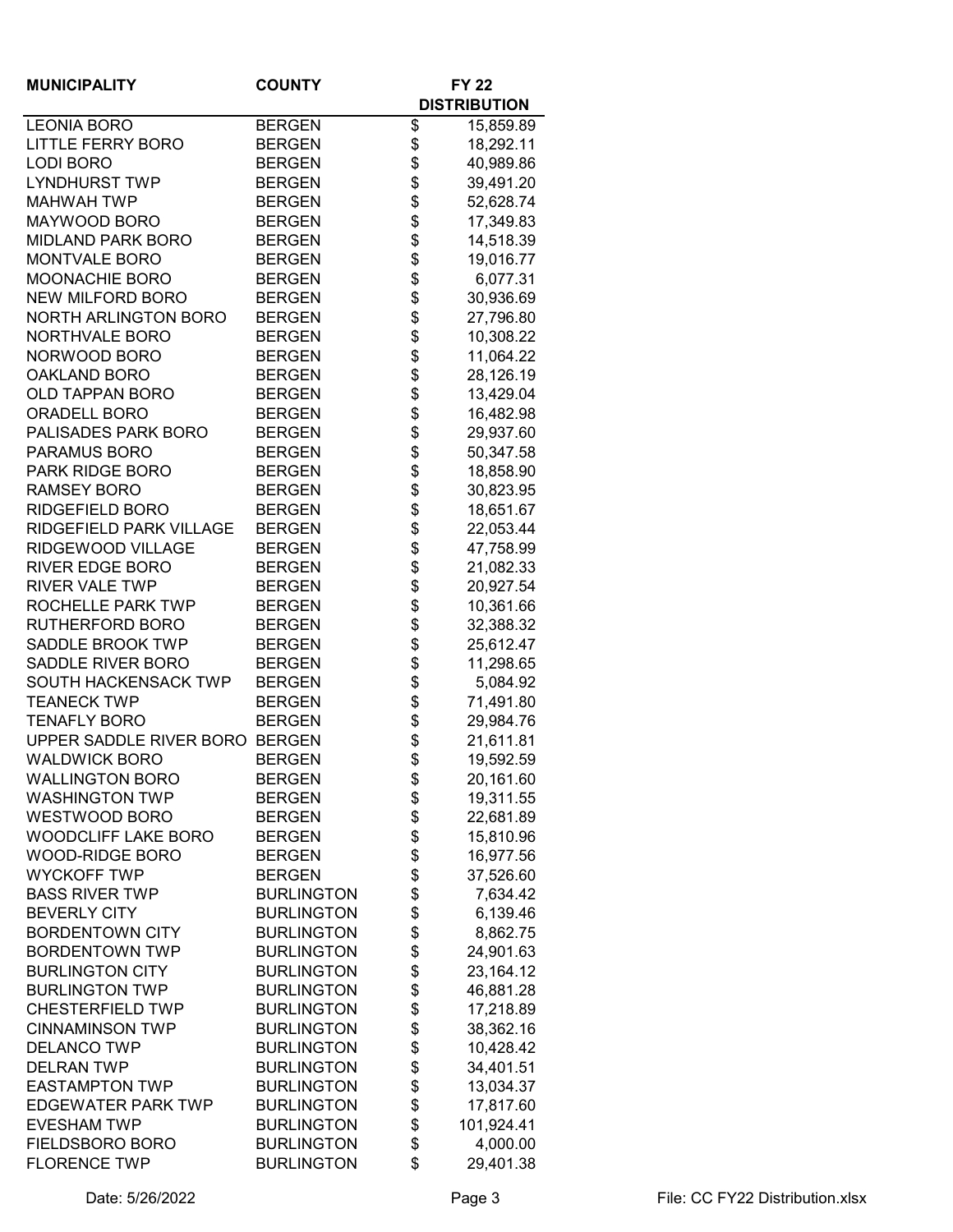| MUNICIPALITY | COUNTY | FY 22 DISTRIBUTION |
|---|---|---|
| LEONIA BORO | BERGEN | $ 15,859.89 |
| LITTLE FERRY BORO | BERGEN | $ 18,292.11 |
| LODI BORO | BERGEN | $ 40,989.86 |
| LYNDHURST TWP | BERGEN | $ 39,491.20 |
| MAHWAH TWP | BERGEN | $ 52,628.74 |
| MAYWOOD BORO | BERGEN | $ 17,349.83 |
| MIDLAND PARK BORO | BERGEN | $ 14,518.39 |
| MONTVALE BORO | BERGEN | $ 19,016.77 |
| MOONACHIE BORO | BERGEN | $ 6,077.31 |
| NEW MILFORD BORO | BERGEN | $ 30,936.69 |
| NORTH ARLINGTON BORO | BERGEN | $ 27,796.80 |
| NORTHVALE BORO | BERGEN | $ 10,308.22 |
| NORWOOD BORO | BERGEN | $ 11,064.22 |
| OAKLAND BORO | BERGEN | $ 28,126.19 |
| OLD TAPPAN BORO | BERGEN | $ 13,429.04 |
| ORADELL BORO | BERGEN | $ 16,482.98 |
| PALISADES PARK BORO | BERGEN | $ 29,937.60 |
| PARAMUS BORO | BERGEN | $ 50,347.58 |
| PARK RIDGE BORO | BERGEN | $ 18,858.90 |
| RAMSEY BORO | BERGEN | $ 30,823.95 |
| RIDGEFIELD BORO | BERGEN | $ 18,651.67 |
| RIDGEFIELD PARK VILLAGE | BERGEN | $ 22,053.44 |
| RIDGEWOOD VILLAGE | BERGEN | $ 47,758.99 |
| RIVER EDGE BORO | BERGEN | $ 21,082.33 |
| RIVER VALE TWP | BERGEN | $ 20,927.54 |
| ROCHELLE PARK TWP | BERGEN | $ 10,361.66 |
| RUTHERFORD BORO | BERGEN | $ 32,388.32 |
| SADDLE BROOK TWP | BERGEN | $ 25,612.47 |
| SADDLE RIVER BORO | BERGEN | $ 11,298.65 |
| SOUTH HACKENSACK TWP | BERGEN | $ 5,084.92 |
| TEANECK TWP | BERGEN | $ 71,491.80 |
| TENAFLY BORO | BERGEN | $ 29,984.76 |
| UPPER SADDLE RIVER BORO | BERGEN | $ 21,611.81 |
| WALDWICK BORO | BERGEN | $ 19,592.59 |
| WALLINGTON BORO | BERGEN | $ 20,161.60 |
| WASHINGTON TWP | BERGEN | $ 19,311.55 |
| WESTWOOD BORO | BERGEN | $ 22,681.89 |
| WOODCLIFF LAKE BORO | BERGEN | $ 15,810.96 |
| WOOD-RIDGE BORO | BERGEN | $ 16,977.56 |
| WYCKOFF TWP | BERGEN | $ 37,526.60 |
| BASS RIVER TWP | BURLINGTON | $ 7,634.42 |
| BEVERLY CITY | BURLINGTON | $ 6,139.46 |
| BORDENTOWN CITY | BURLINGTON | $ 8,862.75 |
| BORDENTOWN TWP | BURLINGTON | $ 24,901.63 |
| BURLINGTON CITY | BURLINGTON | $ 23,164.12 |
| BURLINGTON TWP | BURLINGTON | $ 46,881.28 |
| CHESTERFIELD TWP | BURLINGTON | $ 17,218.89 |
| CINNAMINSON TWP | BURLINGTON | $ 38,362.16 |
| DELANCO TWP | BURLINGTON | $ 10,428.42 |
| DELRAN TWP | BURLINGTON | $ 34,401.51 |
| EASTAMPTON TWP | BURLINGTON | $ 13,034.37 |
| EDGEWATER PARK TWP | BURLINGTON | $ 17,817.60 |
| EVESHAM TWP | BURLINGTON | $ 101,924.41 |
| FIELDSBORO BORO | BURLINGTON | $ 4,000.00 |
| FLORENCE TWP | BURLINGTON | $ 29,401.38 |

Date: 5/26/2022 File: CC FY22 Distribution.xlsx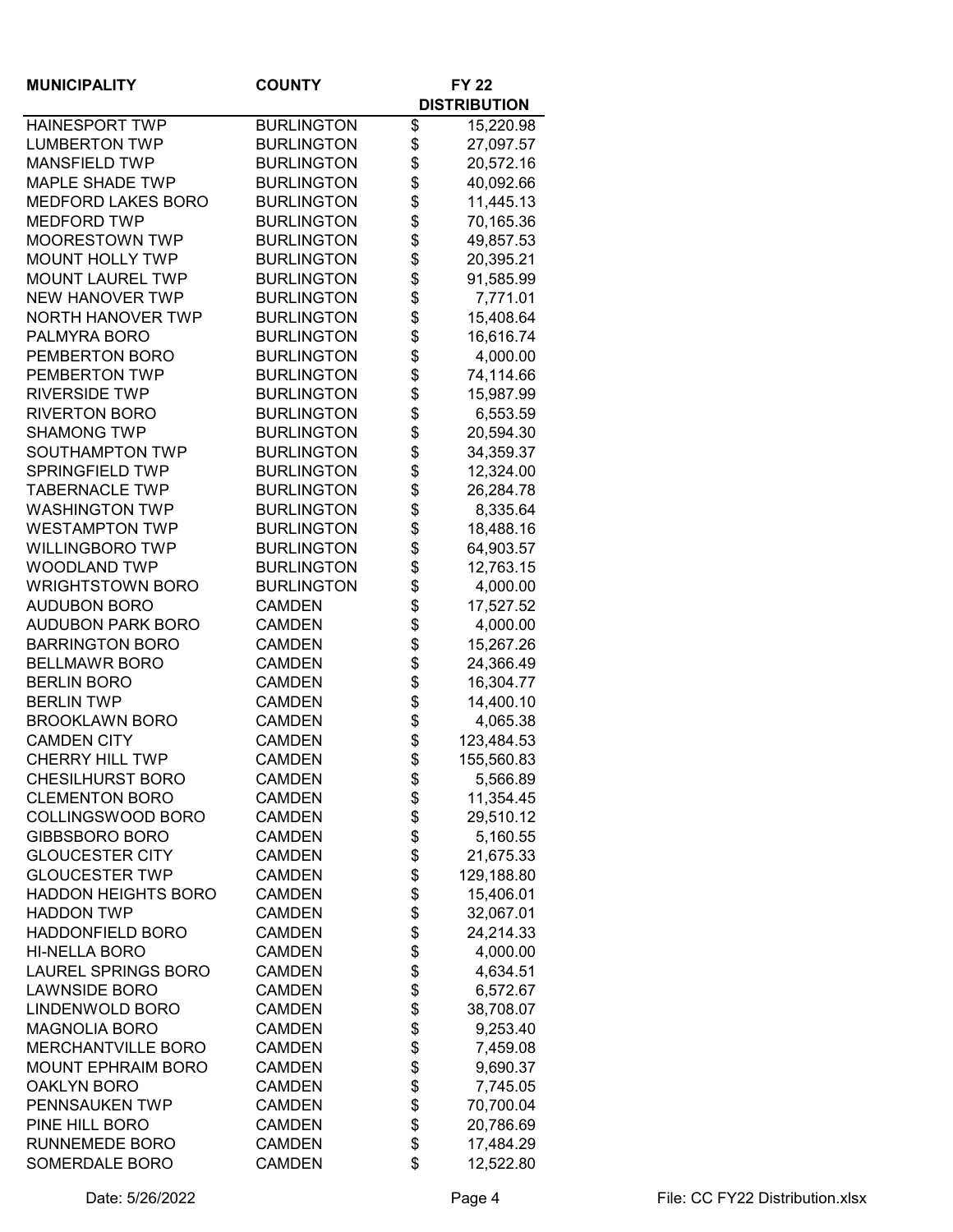| MUNICIPALITY | COUNTY | FY 22 DISTRIBUTION |
|---|---|---|
| HAINESPORT TWP | BURLINGTON | $ 15,220.98 |
| LUMBERTON TWP | BURLINGTON | $ 27,097.57 |
| MANSFIELD TWP | BURLINGTON | $ 20,572.16 |
| MAPLE SHADE TWP | BURLINGTON | $ 40,092.66 |
| MEDFORD LAKES BORO | BURLINGTON | $ 11,445.13 |
| MEDFORD TWP | BURLINGTON | $ 70,165.36 |
| MOORESTOWN TWP | BURLINGTON | $ 49,857.53 |
| MOUNT HOLLY TWP | BURLINGTON | $ 20,395.21 |
| MOUNT LAUREL TWP | BURLINGTON | $ 91,585.99 |
| NEW HANOVER TWP | BURLINGTON | $ 7,771.01 |
| NORTH HANOVER TWP | BURLINGTON | $ 15,408.64 |
| PALMYRA BORO | BURLINGTON | $ 16,616.74 |
| PEMBERTON BORO | BURLINGTON | $ 4,000.00 |
| PEMBERTON TWP | BURLINGTON | $ 74,114.66 |
| RIVERSIDE TWP | BURLINGTON | $ 15,987.99 |
| RIVERTON BORO | BURLINGTON | $ 6,553.59 |
| SHAMONG TWP | BURLINGTON | $ 20,594.30 |
| SOUTHAMPTON TWP | BURLINGTON | $ 34,359.37 |
| SPRINGFIELD TWP | BURLINGTON | $ 12,324.00 |
| TABERNACLE TWP | BURLINGTON | $ 26,284.78 |
| WASHINGTON TWP | BURLINGTON | $ 8,335.64 |
| WESTAMPTON TWP | BURLINGTON | $ 18,488.16 |
| WILLINGBORO TWP | BURLINGTON | $ 64,903.57 |
| WOODLAND TWP | BURLINGTON | $ 12,763.15 |
| WRIGHTSTOWN BORO | BURLINGTON | $ 4,000.00 |
| AUDUBON BORO | CAMDEN | $ 17,527.52 |
| AUDUBON PARK BORO | CAMDEN | $ 4,000.00 |
| BARRINGTON BORO | CAMDEN | $ 15,267.26 |
| BELLMAWR BORO | CAMDEN | $ 24,366.49 |
| BERLIN BORO | CAMDEN | $ 16,304.77 |
| BERLIN TWP | CAMDEN | $ 14,400.10 |
| BROOKLAWN BORO | CAMDEN | $ 4,065.38 |
| CAMDEN CITY | CAMDEN | $ 123,484.53 |
| CHERRY HILL TWP | CAMDEN | $ 155,560.83 |
| CHESILHURST BORO | CAMDEN | $ 5,566.89 |
| CLEMENTON BORO | CAMDEN | $ 11,354.45 |
| COLLINGSWOOD BORO | CAMDEN | $ 29,510.12 |
| GIBBSBORO BORO | CAMDEN | $ 5,160.55 |
| GLOUCESTER CITY | CAMDEN | $ 21,675.33 |
| GLOUCESTER TWP | CAMDEN | $ 129,188.80 |
| HADDON HEIGHTS BORO | CAMDEN | $ 15,406.01 |
| HADDON TWP | CAMDEN | $ 32,067.01 |
| HADDONFIELD BORO | CAMDEN | $ 24,214.33 |
| HI-NELLA BORO | CAMDEN | $ 4,000.00 |
| LAUREL SPRINGS BORO | CAMDEN | $ 4,634.51 |
| LAWNSIDE BORO | CAMDEN | $ 6,572.67 |
| LINDENWOLD BORO | CAMDEN | $ 38,708.07 |
| MAGNOLIA BORO | CAMDEN | $ 9,253.40 |
| MERCHANTVILLE BORO | CAMDEN | $ 7,459.08 |
| MOUNT EPHRAIM BORO | CAMDEN | $ 9,690.37 |
| OAKLYN BORO | CAMDEN | $ 7,745.05 |
| PENNSAUKEN TWP | CAMDEN | $ 70,700.04 |
| PINE HILL BORO | CAMDEN | $ 20,786.69 |
| RUNNEMEDE BORO | CAMDEN | $ 17,484.29 |
| SOMERDALE BORO | CAMDEN | $ 12,522.80 |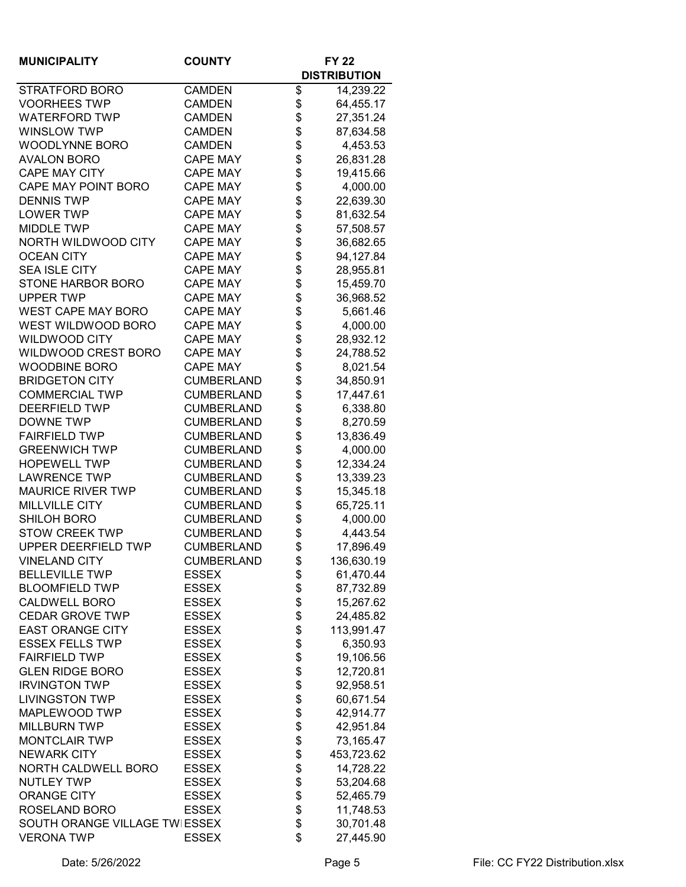| MUNICIPALITY | COUNTY | FY 22 DISTRIBUTION |
| --- | --- | --- |
| STRATFORD BORO | CAMDEN | $ 14,239.22 |
| VOORHEES TWP | CAMDEN | $ 64,455.17 |
| WATERFORD TWP | CAMDEN | $ 27,351.24 |
| WINSLOW TWP | CAMDEN | $ 87,634.58 |
| WOODLYNNE BORO | CAMDEN | $ 4,453.53 |
| AVALON BORO | CAPE MAY | $ 26,831.28 |
| CAPE MAY CITY | CAPE MAY | $ 19,415.66 |
| CAPE MAY POINT BORO | CAPE MAY | $ 4,000.00 |
| DENNIS TWP | CAPE MAY | $ 22,639.30 |
| LOWER TWP | CAPE MAY | $ 81,632.54 |
| MIDDLE TWP | CAPE MAY | $ 57,508.57 |
| NORTH WILDWOOD CITY | CAPE MAY | $ 36,682.65 |
| OCEAN CITY | CAPE MAY | $ 94,127.84 |
| SEA ISLE CITY | CAPE MAY | $ 28,955.81 |
| STONE HARBOR BORO | CAPE MAY | $ 15,459.70 |
| UPPER TWP | CAPE MAY | $ 36,968.52 |
| WEST CAPE MAY BORO | CAPE MAY | $ 5,661.46 |
| WEST WILDWOOD BORO | CAPE MAY | $ 4,000.00 |
| WILDWOOD CITY | CAPE MAY | $ 28,932.12 |
| WILDWOOD CREST BORO | CAPE MAY | $ 24,788.52 |
| WOODBINE BORO | CAPE MAY | $ 8,021.54 |
| BRIDGETON CITY | CUMBERLAND | $ 34,850.91 |
| COMMERCIAL TWP | CUMBERLAND | $ 17,447.61 |
| DEERFIELD TWP | CUMBERLAND | $ 6,338.80 |
| DOWNE TWP | CUMBERLAND | $ 8,270.59 |
| FAIRFIELD TWP | CUMBERLAND | $ 13,836.49 |
| GREENWICH TWP | CUMBERLAND | $ 4,000.00 |
| HOPEWELL TWP | CUMBERLAND | $ 12,334.24 |
| LAWRENCE TWP | CUMBERLAND | $ 13,339.23 |
| MAURICE RIVER TWP | CUMBERLAND | $ 15,345.18 |
| MILLVILLE CITY | CUMBERLAND | $ 65,725.11 |
| SHILOH BORO | CUMBERLAND | $ 4,000.00 |
| STOW CREEK TWP | CUMBERLAND | $ 4,443.54 |
| UPPER DEERFIELD TWP | CUMBERLAND | $ 17,896.49 |
| VINELAND CITY | CUMBERLAND | $ 136,630.19 |
| BELLEVILLE TWP | ESSEX | $ 61,470.44 |
| BLOOMFIELD TWP | ESSEX | $ 87,732.89 |
| CALDWELL BORO | ESSEX | $ 15,267.62 |
| CEDAR GROVE TWP | ESSEX | $ 24,485.82 |
| EAST ORANGE CITY | ESSEX | $ 113,991.47 |
| ESSEX FELLS TWP | ESSEX | $ 6,350.93 |
| FAIRFIELD TWP | ESSEX | $ 19,106.56 |
| GLEN RIDGE BORO | ESSEX | $ 12,720.81 |
| IRVINGTON TWP | ESSEX | $ 92,958.51 |
| LIVINGSTON TWP | ESSEX | $ 60,671.54 |
| MAPLEWOOD TWP | ESSEX | $ 42,914.77 |
| MILLBURN TWP | ESSEX | $ 42,951.84 |
| MONTCLAIR TWP | ESSEX | $ 73,165.47 |
| NEWARK CITY | ESSEX | $ 453,723.62 |
| NORTH CALDWELL BORO | ESSEX | $ 14,728.22 |
| NUTLEY TWP | ESSEX | $ 53,204.68 |
| ORANGE CITY | ESSEX | $ 52,465.79 |
| ROSELAND BORO | ESSEX | $ 11,748.53 |
| SOUTH ORANGE VILLAGE TWP | ESSEX | $ 30,701.48 |
| VERONA TWP | ESSEX | $ 27,445.90 |

Date: 5/26/2022 File: CC FY22 Distribution.xlsx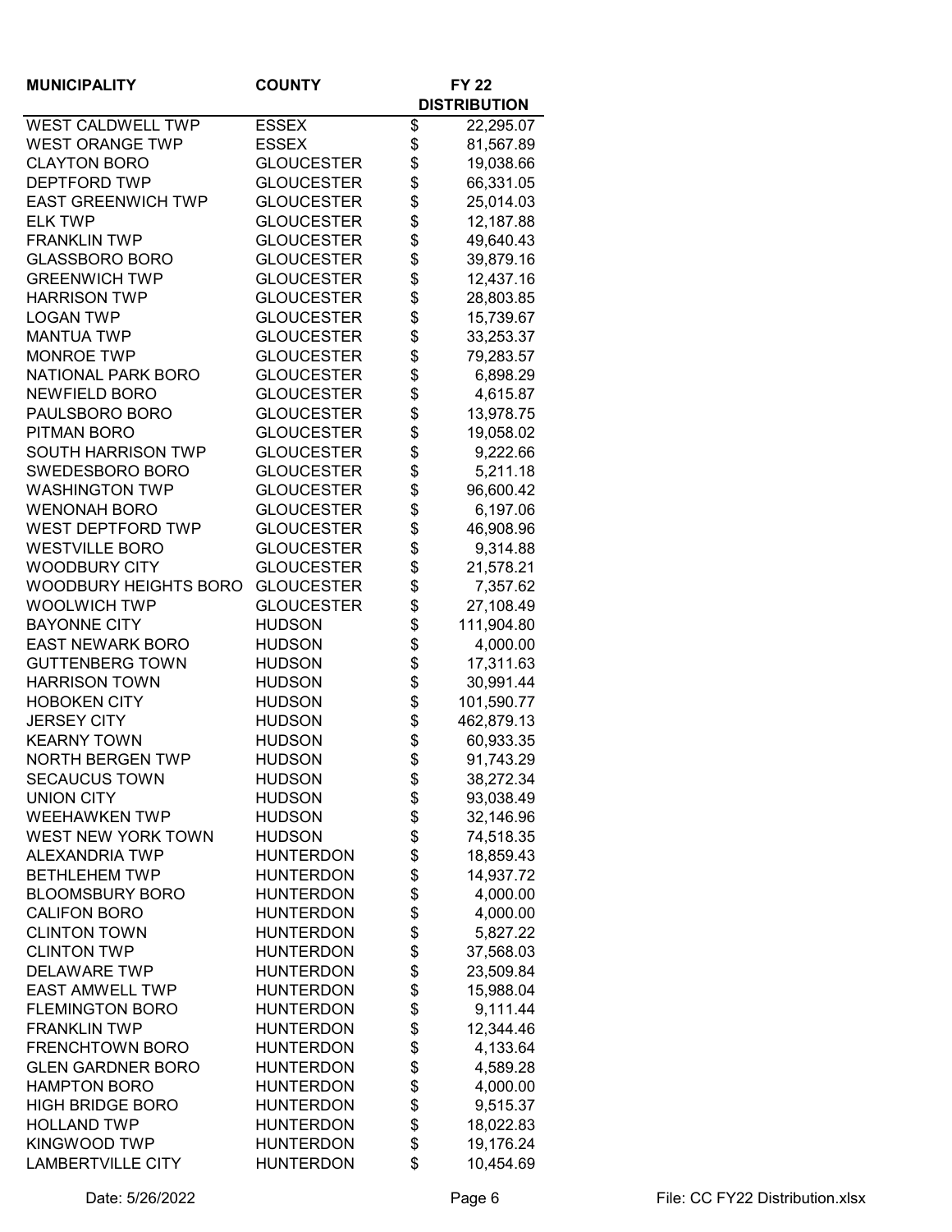| MUNICIPALITY | COUNTY | FY 22 DISTRIBUTION |
|---|---|---|
| WEST CALDWELL TWP | ESSEX | $ 22,295.07 |
| WEST ORANGE TWP | ESSEX | $ 81,567.89 |
| CLAYTON BORO | GLOUCESTER | $ 19,038.66 |
| DEPTFORD TWP | GLOUCESTER | $ 66,331.05 |
| EAST GREENWICH TWP | GLOUCESTER | $ 25,014.03 |
| ELK TWP | GLOUCESTER | $ 12,187.88 |
| FRANKLIN TWP | GLOUCESTER | $ 49,640.43 |
| GLASSBORO BORO | GLOUCESTER | $ 39,879.16 |
| GREENWICH TWP | GLOUCESTER | $ 12,437.16 |
| HARRISON TWP | GLOUCESTER | $ 28,803.85 |
| LOGAN TWP | GLOUCESTER | $ 15,739.67 |
| MANTUA TWP | GLOUCESTER | $ 33,253.37 |
| MONROE TWP | GLOUCESTER | $ 79,283.57 |
| NATIONAL PARK BORO | GLOUCESTER | $ 6,898.29 |
| NEWFIELD BORO | GLOUCESTER | $ 4,615.87 |
| PAULSBORO BORO | GLOUCESTER | $ 13,978.75 |
| PITMAN BORO | GLOUCESTER | $ 19,058.02 |
| SOUTH HARRISON TWP | GLOUCESTER | $ 9,222.66 |
| SWEDESBORO BORO | GLOUCESTER | $ 5,211.18 |
| WASHINGTON TWP | GLOUCESTER | $ 96,600.42 |
| WENONAH BORO | GLOUCESTER | $ 6,197.06 |
| WEST DEPTFORD TWP | GLOUCESTER | $ 46,908.96 |
| WESTVILLE BORO | GLOUCESTER | $ 9,314.88 |
| WOODBURY CITY | GLOUCESTER | $ 21,578.21 |
| WOODBURY HEIGHTS BORO | GLOUCESTER | $ 7,357.62 |
| WOOLWICH TWP | GLOUCESTER | $ 27,108.49 |
| BAYONNE CITY | HUDSON | $ 111,904.80 |
| EAST NEWARK BORO | HUDSON | $ 4,000.00 |
| GUTTENBERG TOWN | HUDSON | $ 17,311.63 |
| HARRISON TOWN | HUDSON | $ 30,991.44 |
| HOBOKEN CITY | HUDSON | $ 101,590.77 |
| JERSEY CITY | HUDSON | $ 462,879.13 |
| KEARNY TOWN | HUDSON | $ 60,933.35 |
| NORTH BERGEN TWP | HUDSON | $ 91,743.29 |
| SECAUCUS TOWN | HUDSON | $ 38,272.34 |
| UNION CITY | HUDSON | $ 93,038.49 |
| WEEHAWKEN TWP | HUDSON | $ 32,146.96 |
| WEST NEW YORK TOWN | HUDSON | $ 74,518.35 |
| ALEXANDRIA TWP | HUNTERDON | $ 18,859.43 |
| BETHLEHEM TWP | HUNTERDON | $ 14,937.72 |
| BLOOMSBURY BORO | HUNTERDON | $ 4,000.00 |
| CALIFON BORO | HUNTERDON | $ 4,000.00 |
| CLINTON TOWN | HUNTERDON | $ 5,827.22 |
| CLINTON TWP | HUNTERDON | $ 37,568.03 |
| DELAWARE TWP | HUNTERDON | $ 23,509.84 |
| EAST AMWELL TWP | HUNTERDON | $ 15,988.04 |
| FLEMINGTON BORO | HUNTERDON | $ 9,111.44 |
| FRANKLIN TWP | HUNTERDON | $ 12,344.46 |
| FRENCHTOWN BORO | HUNTERDON | $ 4,133.64 |
| GLEN GARDNER BORO | HUNTERDON | $ 4,589.28 |
| HAMPTON BORO | HUNTERDON | $ 4,000.00 |
| HIGH BRIDGE BORO | HUNTERDON | $ 9,515.37 |
| HOLLAND TWP | HUNTERDON | $ 18,022.83 |
| KINGWOOD TWP | HUNTERDON | $ 19,176.24 |
| LAMBERTVILLE CITY | HUNTERDON | $ 10,454.69 |

Date: 5/26/2022 File: CC FY22 Distribution.xlsx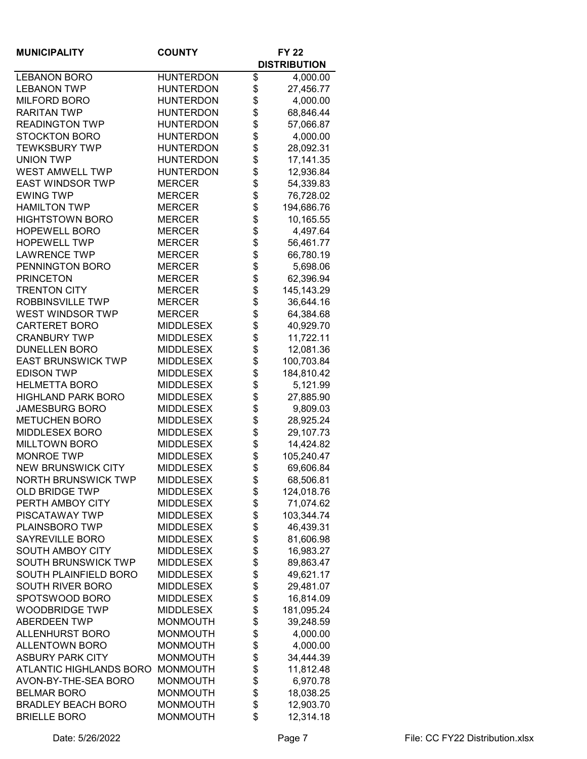| MUNICIPALITY | COUNTY | FY 22 DISTRIBUTION |
|---|---|---|
| LEBANON BORO | HUNTERDON | $ 4,000.00 |
| LEBANON TWP | HUNTERDON | $ 27,456.77 |
| MILFORD BORO | HUNTERDON | $ 4,000.00 |
| RARITAN TWP | HUNTERDON | $ 68,846.44 |
| READINGTON TWP | HUNTERDON | $ 57,066.87 |
| STOCKTON BORO | HUNTERDON | $ 4,000.00 |
| TEWKSBURY TWP | HUNTERDON | $ 28,092.31 |
| UNION TWP | HUNTERDON | $ 17,141.35 |
| WEST AMWELL TWP | HUNTERDON | $ 12,936.84 |
| EAST WINDSOR TWP | MERCER | $ 54,339.83 |
| EWING TWP | MERCER | $ 76,728.02 |
| HAMILTON TWP | MERCER | $ 194,686.76 |
| HIGHTSTOWN BORO | MERCER | $ 10,165.55 |
| HOPEWELL BORO | MERCER | $ 4,497.64 |
| HOPEWELL TWP | MERCER | $ 56,461.77 |
| LAWRENCE TWP | MERCER | $ 66,780.19 |
| PENNINGTON BORO | MERCER | $ 5,698.06 |
| PRINCETON | MERCER | $ 62,396.94 |
| TRENTON CITY | MERCER | $ 145,143.29 |
| ROBBINSVILLE TWP | MERCER | $ 36,644.16 |
| WEST WINDSOR TWP | MERCER | $ 64,384.68 |
| CARTERET BORO | MIDDLESEX | $ 40,929.70 |
| CRANBURY TWP | MIDDLESEX | $ 11,722.11 |
| DUNELLEN BORO | MIDDLESEX | $ 12,081.36 |
| EAST BRUNSWICK TWP | MIDDLESEX | $ 100,703.84 |
| EDISON TWP | MIDDLESEX | $ 184,810.42 |
| HELMETTA BORO | MIDDLESEX | $ 5,121.99 |
| HIGHLAND PARK BORO | MIDDLESEX | $ 27,885.90 |
| JAMESBURG BORO | MIDDLESEX | $ 9,809.03 |
| METUCHEN BORO | MIDDLESEX | $ 28,925.24 |
| MIDDLESEX BORO | MIDDLESEX | $ 29,107.73 |
| MILLTOWN BORO | MIDDLESEX | $ 14,424.82 |
| MONROE TWP | MIDDLESEX | $ 105,240.47 |
| NEW BRUNSWICK CITY | MIDDLESEX | $ 69,606.84 |
| NORTH BRUNSWICK TWP | MIDDLESEX | $ 68,506.81 |
| OLD BRIDGE TWP | MIDDLESEX | $ 124,018.76 |
| PERTH AMBOY CITY | MIDDLESEX | $ 71,074.62 |
| PISCATAWAY TWP | MIDDLESEX | $ 103,344.74 |
| PLAINSBORO TWP | MIDDLESEX | $ 46,439.31 |
| SAYREVILLE BORO | MIDDLESEX | $ 81,606.98 |
| SOUTH AMBOY CITY | MIDDLESEX | $ 16,983.27 |
| SOUTH BRUNSWICK TWP | MIDDLESEX | $ 89,863.47 |
| SOUTH PLAINFIELD BORO | MIDDLESEX | $ 49,621.17 |
| SOUTH RIVER BORO | MIDDLESEX | $ 29,481.07 |
| SPOTSWOOD BORO | MIDDLESEX | $ 16,814.09 |
| WOODBRIDGE TWP | MIDDLESEX | $ 181,095.24 |
| ABERDEEN TWP | MONMOUTH | $ 39,248.59 |
| ALLENHURST BORO | MONMOUTH | $ 4,000.00 |
| ALLENTOWN BORO | MONMOUTH | $ 4,000.00 |
| ASBURY PARK CITY | MONMOUTH | $ 34,444.39 |
| ATLANTIC HIGHLANDS BORO | MONMOUTH | $ 11,812.48 |
| AVON-BY-THE-SEA BORO | MONMOUTH | $ 6,970.78 |
| BELMAR BORO | MONMOUTH | $ 18,038.25 |
| BRADLEY BEACH BORO | MONMOUTH | $ 12,903.70 |
| BRIELLE BORO | MONMOUTH | $ 12,314.18 |

Date: 5/26/2022 File: CC FY22 Distribution.xlsx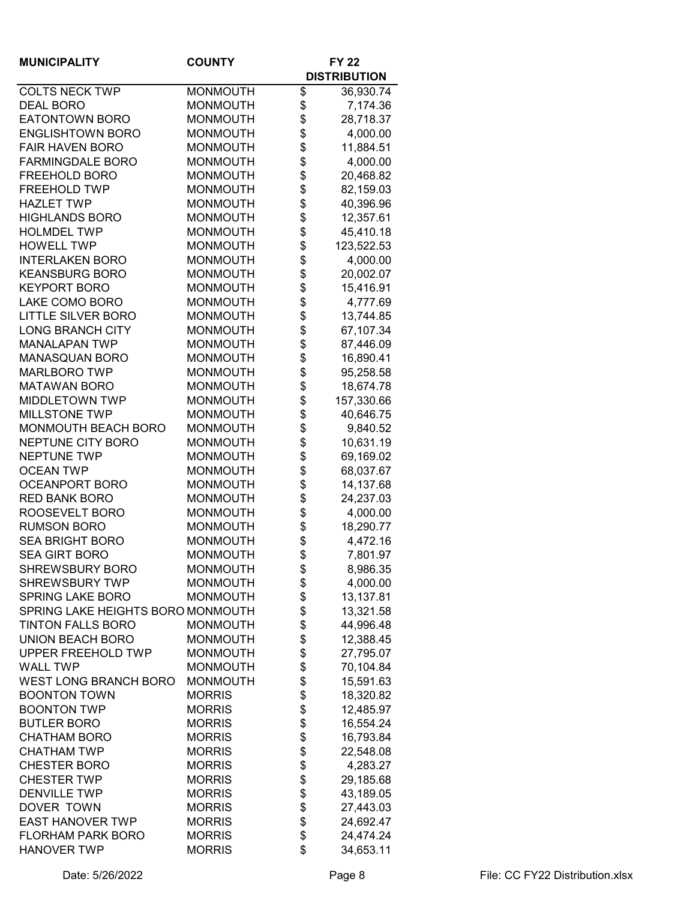| MUNICIPALITY | COUNTY | FY 22 DISTRIBUTION |
|---|---|---|
| COLTS NECK TWP | MONMOUTH | $ 36,930.74 |
| DEAL BORO | MONMOUTH | $ 7,174.36 |
| EATONTOWN BORO | MONMOUTH | $ 28,718.37 |
| ENGLISHTOWN BORO | MONMOUTH | $ 4,000.00 |
| FAIR HAVEN BORO | MONMOUTH | $ 11,884.51 |
| FARMINGDALE BORO | MONMOUTH | $ 4,000.00 |
| FREEHOLD BORO | MONMOUTH | $ 20,468.82 |
| FREEHOLD TWP | MONMOUTH | $ 82,159.03 |
| HAZLET TWP | MONMOUTH | $ 40,396.96 |
| HIGHLANDS BORO | MONMOUTH | $ 12,357.61 |
| HOLMDEL TWP | MONMOUTH | $ 45,410.18 |
| HOWELL TWP | MONMOUTH | $ 123,522.53 |
| INTERLAKEN BORO | MONMOUTH | $ 4,000.00 |
| KEANSBURG BORO | MONMOUTH | $ 20,002.07 |
| KEYPORT BORO | MONMOUTH | $ 15,416.91 |
| LAKE COMO BORO | MONMOUTH | $ 4,777.69 |
| LITTLE SILVER BORO | MONMOUTH | $ 13,744.85 |
| LONG BRANCH CITY | MONMOUTH | $ 67,107.34 |
| MANALAPAN TWP | MONMOUTH | $ 87,446.09 |
| MANASQUAN BORO | MONMOUTH | $ 16,890.41 |
| MARLBORO TWP | MONMOUTH | $ 95,258.58 |
| MATAWAN BORO | MONMOUTH | $ 18,674.78 |
| MIDDLETOWN TWP | MONMOUTH | $ 157,330.66 |
| MILLSTONE TWP | MONMOUTH | $ 40,646.75 |
| MONMOUTH BEACH BORO | MONMOUTH | $ 9,840.52 |
| NEPTUNE CITY BORO | MONMOUTH | $ 10,631.19 |
| NEPTUNE TWP | MONMOUTH | $ 69,169.02 |
| OCEAN TWP | MONMOUTH | $ 68,037.67 |
| OCEANPORT BORO | MONMOUTH | $ 14,137.68 |
| RED BANK BORO | MONMOUTH | $ 24,237.03 |
| ROOSEVELT BORO | MONMOUTH | $ 4,000.00 |
| RUMSON BORO | MONMOUTH | $ 18,290.77 |
| SEA BRIGHT BORO | MONMOUTH | $ 4,472.16 |
| SEA GIRT BORO | MONMOUTH | $ 7,801.97 |
| SHREWSBURY BORO | MONMOUTH | $ 8,986.35 |
| SHREWSBURY TWP | MONMOUTH | $ 4,000.00 |
| SPRING LAKE BORO | MONMOUTH | $ 13,137.81 |
| SPRING LAKE HEIGHTS BORO | MONMOUTH | $ 13,321.58 |
| TINTON FALLS BORO | MONMOUTH | $ 44,996.48 |
| UNION BEACH BORO | MONMOUTH | $ 12,388.45 |
| UPPER FREEHOLD TWP | MONMOUTH | $ 27,795.07 |
| WALL TWP | MONMOUTH | $ 70,104.84 |
| WEST LONG BRANCH BORO | MONMOUTH | $ 15,591.63 |
| BOONTON TOWN | MORRIS | $ 18,320.82 |
| BOONTON TWP | MORRIS | $ 12,485.97 |
| BUTLER BORO | MORRIS | $ 16,554.24 |
| CHATHAM BORO | MORRIS | $ 16,793.84 |
| CHATHAM TWP | MORRIS | $ 22,548.08 |
| CHESTER BORO | MORRIS | $ 4,283.27 |
| CHESTER TWP | MORRIS | $ 29,185.68 |
| DENVILLE TWP | MORRIS | $ 43,189.05 |
| DOVER TOWN | MORRIS | $ 27,443.03 |
| EAST HANOVER TWP | MORRIS | $ 24,692.47 |
| FLORHAM PARK BORO | MORRIS | $ 24,474.24 |
| HANOVER TWP | MORRIS | $ 34,653.11 |

Date: 5/26/2022 File: CC FY22 Distribution.xlsx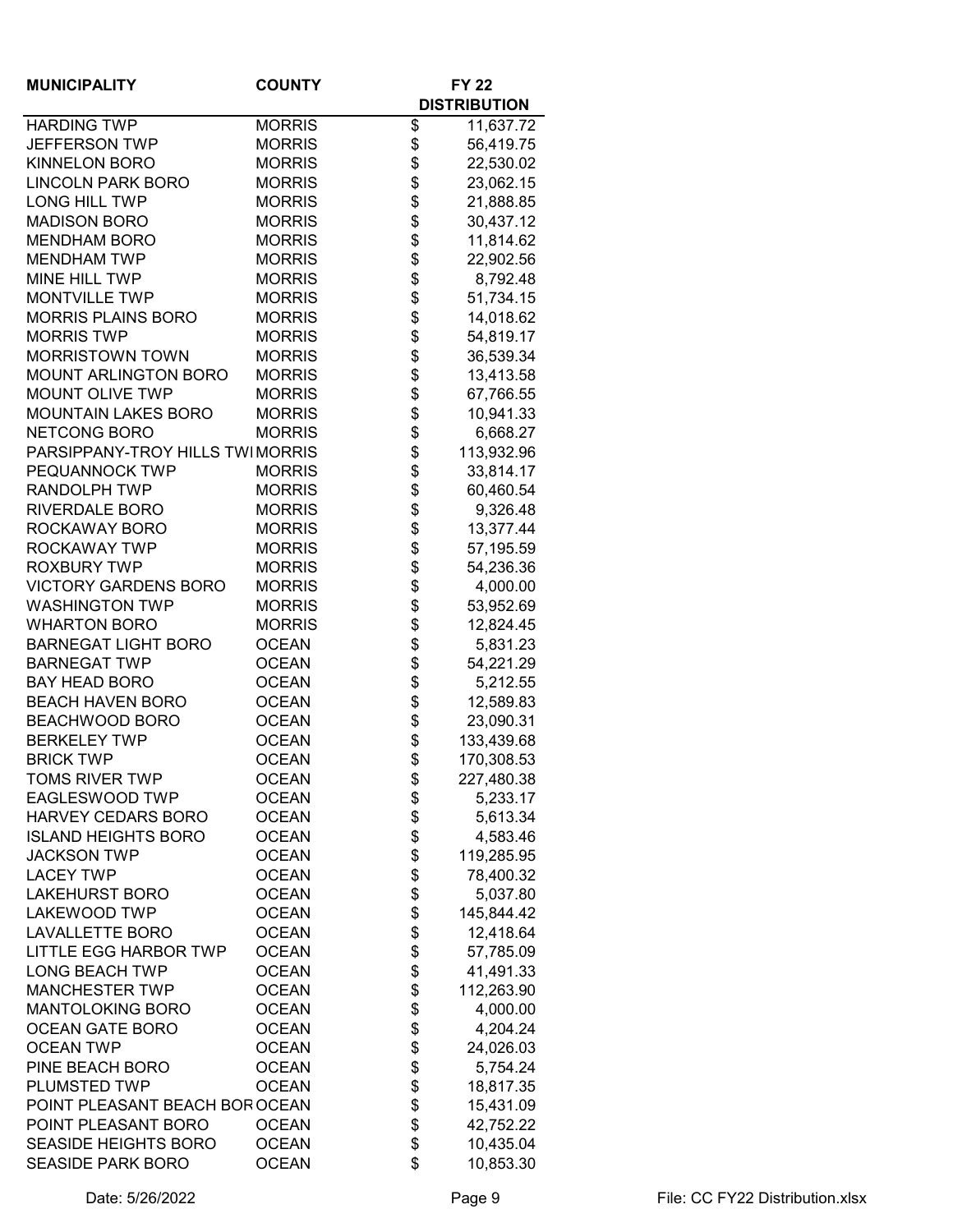| MUNICIPALITY | COUNTY | FY 22 DISTRIBUTION |
|---|---|---|
| HARDING TWP | MORRIS | $ 11,637.72 |
| JEFFERSON TWP | MORRIS | $ 56,419.75 |
| KINNELON BORO | MORRIS | $ 22,530.02 |
| LINCOLN PARK BORO | MORRIS | $ 23,062.15 |
| LONG HILL TWP | MORRIS | $ 21,888.85 |
| MADISON BORO | MORRIS | $ 30,437.12 |
| MENDHAM BORO | MORRIS | $ 11,814.62 |
| MENDHAM TWP | MORRIS | $ 22,902.56 |
| MINE HILL TWP | MORRIS | $ 8,792.48 |
| MONTVILLE TWP | MORRIS | $ 51,734.15 |
| MORRIS PLAINS BORO | MORRIS | $ 14,018.62 |
| MORRIS TWP | MORRIS | $ 54,819.17 |
| MORRISTOWN TOWN | MORRIS | $ 36,539.34 |
| MOUNT ARLINGTON BORO | MORRIS | $ 13,413.58 |
| MOUNT OLIVE TWP | MORRIS | $ 67,766.55 |
| MOUNTAIN LAKES BORO | MORRIS | $ 10,941.33 |
| NETCONG BORO | MORRIS | $ 6,668.27 |
| PARSIPPANY-TROY HILLS TWI | MORRIS | $ 113,932.96 |
| PEQUANNOCK TWP | MORRIS | $ 33,814.17 |
| RANDOLPH TWP | MORRIS | $ 60,460.54 |
| RIVERDALE BORO | MORRIS | $ 9,326.48 |
| ROCKAWAY BORO | MORRIS | $ 13,377.44 |
| ROCKAWAY TWP | MORRIS | $ 57,195.59 |
| ROXBURY TWP | MORRIS | $ 54,236.36 |
| VICTORY GARDENS BORO | MORRIS | $ 4,000.00 |
| WASHINGTON TWP | MORRIS | $ 53,952.69 |
| WHARTON BORO | MORRIS | $ 12,824.45 |
| BARNEGAT LIGHT BORO | OCEAN | $ 5,831.23 |
| BARNEGAT TWP | OCEAN | $ 54,221.29 |
| BAY HEAD BORO | OCEAN | $ 5,212.55 |
| BEACH HAVEN BORO | OCEAN | $ 12,589.83 |
| BEACHWOOD BORO | OCEAN | $ 23,090.31 |
| BERKELEY TWP | OCEAN | $ 133,439.68 |
| BRICK TWP | OCEAN | $ 170,308.53 |
| TOMS RIVER TWP | OCEAN | $ 227,480.38 |
| EAGLESWOOD TWP | OCEAN | $ 5,233.17 |
| HARVEY CEDARS BORO | OCEAN | $ 5,613.34 |
| ISLAND HEIGHTS BORO | OCEAN | $ 4,583.46 |
| JACKSON TWP | OCEAN | $ 119,285.95 |
| LACEY TWP | OCEAN | $ 78,400.32 |
| LAKEHURST BORO | OCEAN | $ 5,037.80 |
| LAKEWOOD TWP | OCEAN | $ 145,844.42 |
| LAVALLETTE BORO | OCEAN | $ 12,418.64 |
| LITTLE EGG HARBOR TWP | OCEAN | $ 57,785.09 |
| LONG BEACH TWP | OCEAN | $ 41,491.33 |
| MANCHESTER TWP | OCEAN | $ 112,263.90 |
| MANTOLOKING BORO | OCEAN | $ 4,000.00 |
| OCEAN GATE BORO | OCEAN | $ 4,204.24 |
| OCEAN TWP | OCEAN | $ 24,026.03 |
| PINE BEACH BORO | OCEAN | $ 5,754.24 |
| PLUMSTED TWP | OCEAN | $ 18,817.35 |
| POINT PLEASANT BEACH BOR | OCEAN | $ 15,431.09 |
| POINT PLEASANT BORO | OCEAN | $ 42,752.22 |
| SEASIDE HEIGHTS BORO | OCEAN | $ 10,435.04 |
| SEASIDE PARK BORO | OCEAN | $ 10,853.30 |

Date: 5/26/2022 File: CC FY22 Distribution.xlsx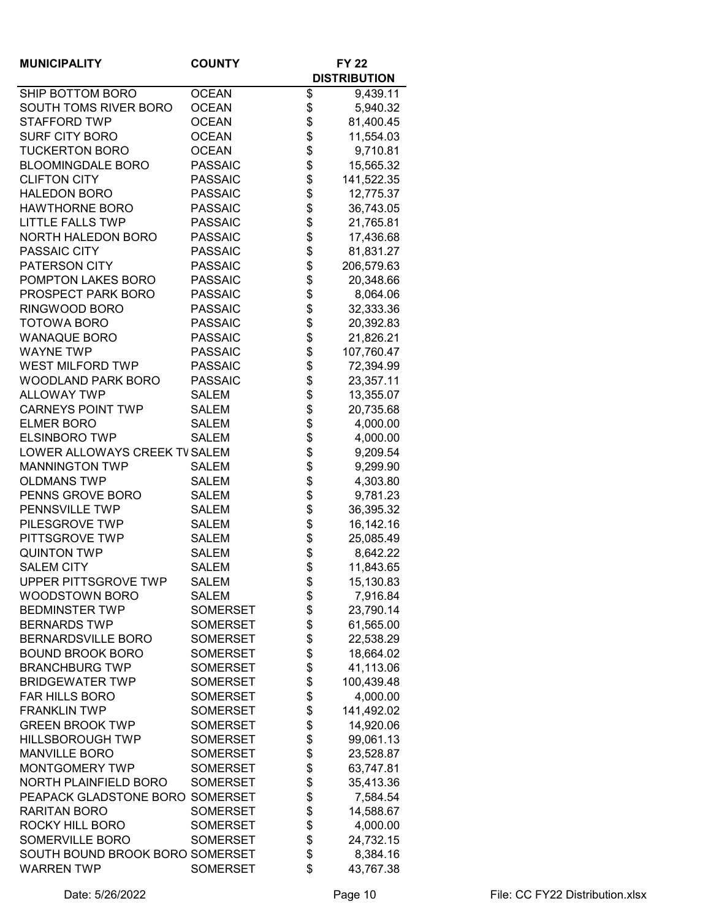| MUNICIPALITY | COUNTY | FY 22 DISTRIBUTION |
|---|---|---|
| SHIP BOTTOM BORO | OCEAN | $ 9,439.11 |
| SOUTH TOMS RIVER BORO | OCEAN | $ 5,940.32 |
| STAFFORD TWP | OCEAN | $ 81,400.45 |
| SURF CITY BORO | OCEAN | $ 11,554.03 |
| TUCKERTON BORO | OCEAN | $ 9,710.81 |
| BLOOMINGDALE BORO | PASSAIC | $ 15,565.32 |
| CLIFTON CITY | PASSAIC | $ 141,522.35 |
| HALEDON BORO | PASSAIC | $ 12,775.37 |
| HAWTHORNE BORO | PASSAIC | $ 36,743.05 |
| LITTLE FALLS TWP | PASSAIC | $ 21,765.81 |
| NORTH HALEDON BORO | PASSAIC | $ 17,436.68 |
| PASSAIC CITY | PASSAIC | $ 81,831.27 |
| PATERSON CITY | PASSAIC | $ 206,579.63 |
| POMPTON LAKES BORO | PASSAIC | $ 20,348.66 |
| PROSPECT PARK BORO | PASSAIC | $ 8,064.06 |
| RINGWOOD BORO | PASSAIC | $ 32,333.36 |
| TOTOWA BORO | PASSAIC | $ 20,392.83 |
| WANAQUE BORO | PASSAIC | $ 21,826.21 |
| WAYNE TWP | PASSAIC | $ 107,760.47 |
| WEST MILFORD TWP | PASSAIC | $ 72,394.99 |
| WOODLAND PARK BORO | PASSAIC | $ 23,357.11 |
| ALLOWAY TWP | SALEM | $ 13,355.07 |
| CARNEYS POINT TWP | SALEM | $ 20,735.68 |
| ELMER BORO | SALEM | $ 4,000.00 |
| ELSINBORO TWP | SALEM | $ 4,000.00 |
| LOWER ALLOWAYS CREEK TW | SALEM | $ 9,209.54 |
| MANNINGTON TWP | SALEM | $ 9,299.90 |
| OLDMANS TWP | SALEM | $ 4,303.80 |
| PENNS GROVE BORO | SALEM | $ 9,781.23 |
| PENNSVILLE TWP | SALEM | $ 36,395.32 |
| PILESGROVE TWP | SALEM | $ 16,142.16 |
| PITTSGROVE TWP | SALEM | $ 25,085.49 |
| QUINTON TWP | SALEM | $ 8,642.22 |
| SALEM CITY | SALEM | $ 11,843.65 |
| UPPER PITTSGROVE TWP | SALEM | $ 15,130.83 |
| WOODSTOWN BORO | SALEM | $ 7,916.84 |
| BEDMINSTER TWP | SOMERSET | $ 23,790.14 |
| BERNARDS TWP | SOMERSET | $ 61,565.00 |
| BERNARDSVILLE BORO | SOMERSET | $ 22,538.29 |
| BOUND BROOK BORO | SOMERSET | $ 18,664.02 |
| BRANCHBURG TWP | SOMERSET | $ 41,113.06 |
| BRIDGEWATER TWP | SOMERSET | $ 100,439.48 |
| FAR HILLS BORO | SOMERSET | $ 4,000.00 |
| FRANKLIN TWP | SOMERSET | $ 141,492.02 |
| GREEN BROOK TWP | SOMERSET | $ 14,920.06 |
| HILLSBOROUGH TWP | SOMERSET | $ 99,061.13 |
| MANVILLE BORO | SOMERSET | $ 23,528.87 |
| MONTGOMERY TWP | SOMERSET | $ 63,747.81 |
| NORTH PLAINFIELD BORO | SOMERSET | $ 35,413.36 |
| PEAPACK GLADSTONE BORO | SOMERSET | $ 7,584.54 |
| RARITAN BORO | SOMERSET | $ 14,588.67 |
| ROCKY HILL BORO | SOMERSET | $ 4,000.00 |
| SOMERVILLE BORO | SOMERSET | $ 24,732.15 |
| SOUTH BOUND BROOK BORO | SOMERSET | $ 8,384.16 |
| WARREN TWP | SOMERSET | $ 43,767.38 |

Date: 5/26/2022 File: CC FY22 Distribution.xlsx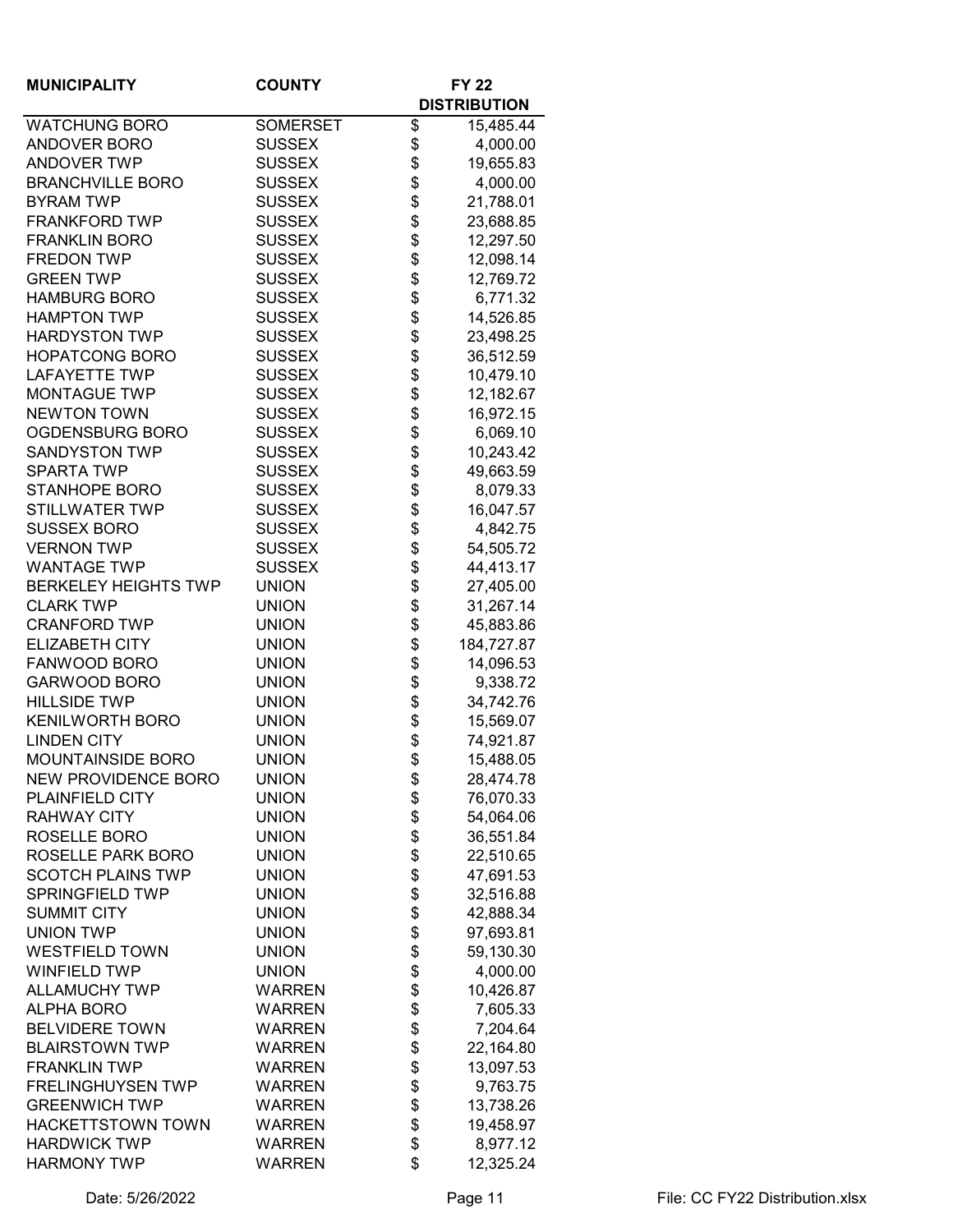| MUNICIPALITY | COUNTY | FY 22 DISTRIBUTION |
|---|---|---|
| WATCHUNG BORO | SOMERSET | $ 15,485.44 |
| ANDOVER BORO | SUSSEX | $ 4,000.00 |
| ANDOVER TWP | SUSSEX | $ 19,655.83 |
| BRANCHVILLE BORO | SUSSEX | $ 4,000.00 |
| BYRAM TWP | SUSSEX | $ 21,788.01 |
| FRANKFORD TWP | SUSSEX | $ 23,688.85 |
| FRANKLIN BORO | SUSSEX | $ 12,297.50 |
| FREDON TWP | SUSSEX | $ 12,098.14 |
| GREEN TWP | SUSSEX | $ 12,769.72 |
| HAMBURG BORO | SUSSEX | $ 6,771.32 |
| HAMPTON TWP | SUSSEX | $ 14,526.85 |
| HARDYSTON TWP | SUSSEX | $ 23,498.25 |
| HOPATCONG BORO | SUSSEX | $ 36,512.59 |
| LAFAYETTE TWP | SUSSEX | $ 10,479.10 |
| MONTAGUE TWP | SUSSEX | $ 12,182.67 |
| NEWTON TOWN | SUSSEX | $ 16,972.15 |
| OGDENSBURG BORO | SUSSEX | $ 6,069.10 |
| SANDYSTON TWP | SUSSEX | $ 10,243.42 |
| SPARTA TWP | SUSSEX | $ 49,663.59 |
| STANHOPE BORO | SUSSEX | $ 8,079.33 |
| STILLWATER TWP | SUSSEX | $ 16,047.57 |
| SUSSEX BORO | SUSSEX | $ 4,842.75 |
| VERNON TWP | SUSSEX | $ 54,505.72 |
| WANTAGE TWP | SUSSEX | $ 44,413.17 |
| BERKELEY HEIGHTS TWP | UNION | $ 27,405.00 |
| CLARK TWP | UNION | $ 31,267.14 |
| CRANFORD TWP | UNION | $ 45,883.86 |
| ELIZABETH CITY | UNION | $ 184,727.87 |
| FANWOOD BORO | UNION | $ 14,096.53 |
| GARWOOD BORO | UNION | $ 9,338.72 |
| HILLSIDE TWP | UNION | $ 34,742.76 |
| KENILWORTH BORO | UNION | $ 15,569.07 |
| LINDEN CITY | UNION | $ 74,921.87 |
| MOUNTAINSIDE BORO | UNION | $ 15,488.05 |
| NEW PROVIDENCE BORO | UNION | $ 28,474.78 |
| PLAINFIELD CITY | UNION | $ 76,070.33 |
| RAHWAY CITY | UNION | $ 54,064.06 |
| ROSELLE BORO | UNION | $ 36,551.84 |
| ROSELLE PARK BORO | UNION | $ 22,510.65 |
| SCOTCH PLAINS TWP | UNION | $ 47,691.53 |
| SPRINGFIELD TWP | UNION | $ 32,516.88 |
| SUMMIT CITY | UNION | $ 42,888.34 |
| UNION TWP | UNION | $ 97,693.81 |
| WESTFIELD TOWN | UNION | $ 59,130.30 |
| WINFIELD TWP | UNION | $ 4,000.00 |
| ALLAMUCHY TWP | WARREN | $ 10,426.87 |
| ALPHA BORO | WARREN | $ 7,605.33 |
| BELVIDERE TOWN | WARREN | $ 7,204.64 |
| BLAIRSTOWN TWP | WARREN | $ 22,164.80 |
| FRANKLIN TWP | WARREN | $ 13,097.53 |
| FRELINGHUYSEN TWP | WARREN | $ 9,763.75 |
| GREENWICH TWP | WARREN | $ 13,738.26 |
| HACKETTSTOWN TOWN | WARREN | $ 19,458.97 |
| HARDWICK TWP | WARREN | $ 8,977.12 |
| HARMONY TWP | WARREN | $ 12,325.24 |

Date: 5/26/2022 File: CC FY22 Distribution.xlsx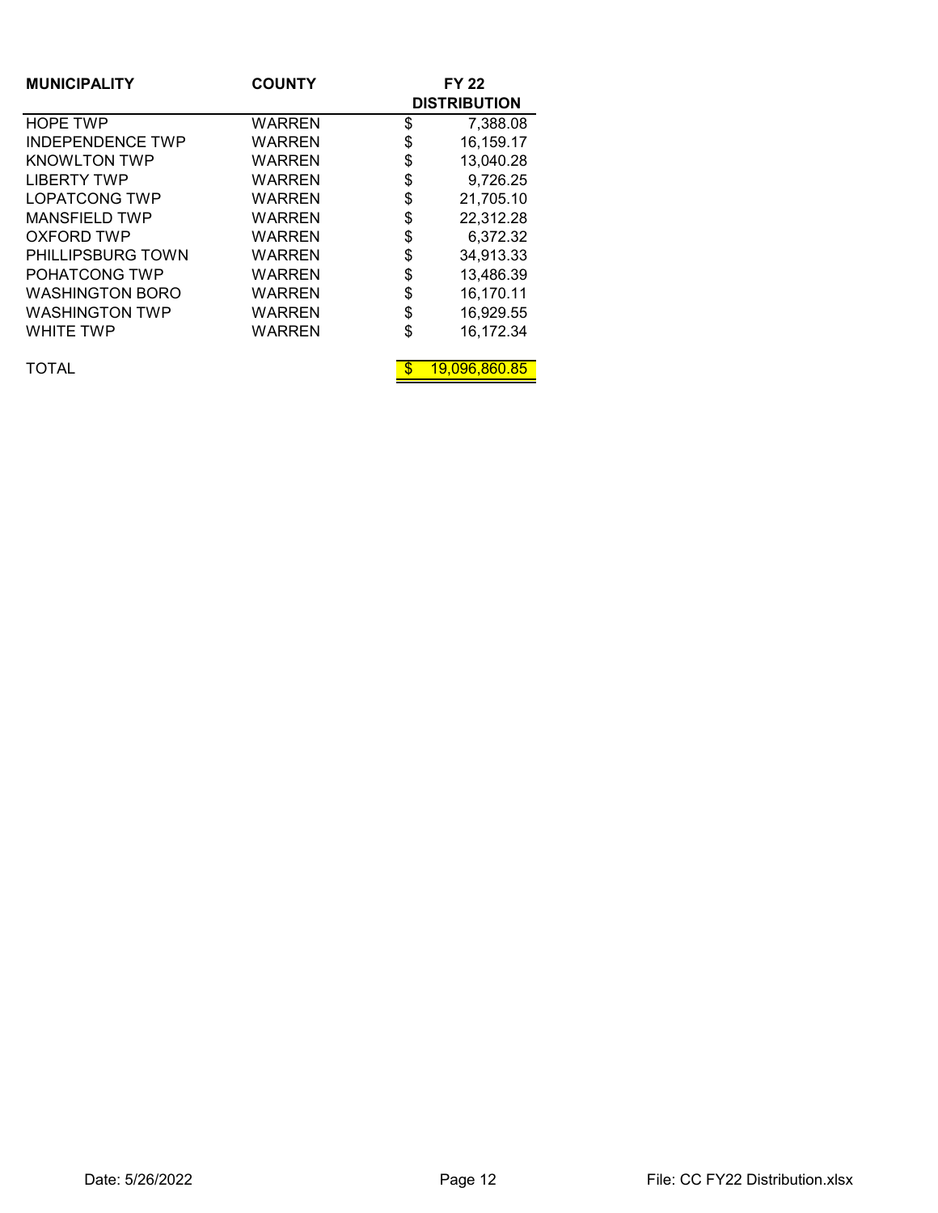| MUNICIPALITY | COUNTY | FY 22 DISTRIBUTION |
|---|---|---|
| HOPE TWP | WARREN | $ 7,388.08 |
| INDEPENDENCE TWP | WARREN | $ 16,159.17 |
| KNOWLTON TWP | WARREN | $ 13,040.28 |
| LIBERTY TWP | WARREN | $ 9,726.25 |
| LOPATCONG TWP | WARREN | $ 21,705.10 |
| MANSFIELD TWP | WARREN | $ 22,312.28 |
| OXFORD TWP | WARREN | $ 6,372.32 |
| PHILLIPSBURG TOWN | WARREN | $ 34,913.33 |
| POHATCONG TWP | WARREN | $ 13,486.39 |
| WASHINGTON BORO | WARREN | $ 16,170.11 |
| WASHINGTON TWP | WARREN | $ 16,929.55 |
| WHITE TWP | WARREN | $ 16,172.34 |
| | | |
| TOTAL | | $ 19,096,860.85 |

Date: 5/26/2022

File: CC FY22 Distribution.xlsx